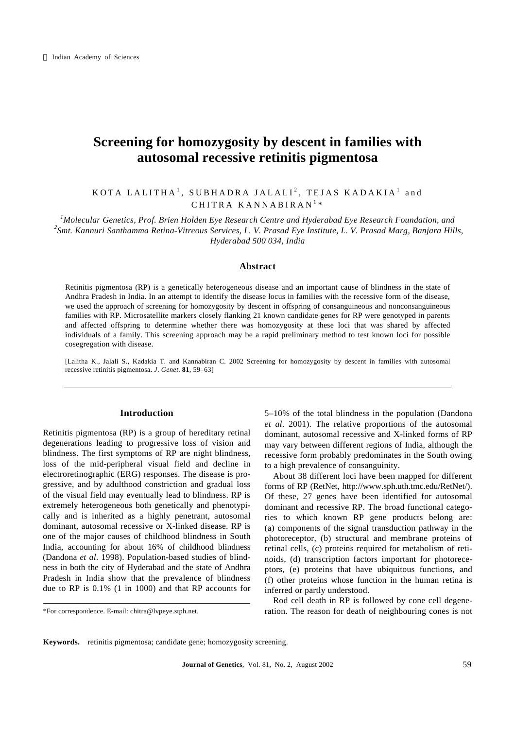© Indian Academy of Sciences

# Screening for homozygosity by descent in families with autosomal recessive retinitis pigmentosa

KOTA LALITHA[1], SUBHADRA JALALI[2], TEJAS KADAKIA[1] and CHITRA KANNABIRAN[1]*

[1]*Molecular Genetics, Prof. Brien Holden Eye Research Centre and Hyderabad Eye Research Foundation, and* [2]*Smt. Kannuri Santhamma Retina-Vitreous Services, L. V. Prasad Eye Institute, L. V. Prasad Marg, Banjara Hills, Hyderabad 500 034, India*

## Abstract

Retinitis pigmentosa (RP) is a genetically heterogeneous disease and an important cause of blindness in the state of Andhra Pradesh in India. In an attempt to identify the disease locus in families with the recessive form of the disease, we used the approach of screening for homozygosity by descent in offspring of consanguineous and nonconsanguineous families with RP. Microsatellite markers closely flanking 21 known candidate genes for RP were genotyped in parents and affected offspring to determine whether there was homozygosity at these loci that was shared by affected individuals of a family. This screening approach may be a rapid preliminary method to test known loci for possible cosegregation with disease.

[Lalitha K., Jalali S., Kadakia T. and Kannabiran C. 2002 Screening for homozygosity by descent in families with autosomal recessive retinitis pigmentosa. *J. Genet.* **81**, 59–63]

## Introduction

Retinitis pigmentosa (RP) is a group of hereditary retinal degenerations leading to progressive loss of vision and blindness. The first symptoms of RP are night blindness, loss of the mid-peripheral visual field and decline in electroretinographic (ERG) responses. The disease is progressive, and by adulthood constriction and gradual loss of the visual field may eventually lead to blindness. RP is extremely heterogeneous both genetically and phenotypically and is inherited as a highly penetrant, autosomal dominant, autosomal recessive or X-linked disease. RP is one of the major causes of childhood blindness in South India, accounting for about 16% of childhood blindness (Dandona *et al*. 1998). Population-based studies of blindness in both the city of Hyderabad and the state of Andhra Pradesh in India show that the prevalence of blindness due to RP is 0.1% (1 in 1000) and that RP accounts for 5–10% of the total blindness in the population (Dandona *et al*. 2001). The relative proportions of the autosomal dominant, autosomal recessive and X-linked forms of RP may vary between different regions of India, although the recessive form probably predominates in the South owing to a high prevalence of consanguinity.

About 38 different loci have been mapped for different forms of RP (RetNet, http://www.sph.uth.tmc.edu/RetNet/). Of these, 27 genes have been identified for autosomal dominant and recessive RP. The broad functional categories to which known RP gene products belong are: (a) components of the signal transduction pathway in the photoreceptor, (b) structural and membrane proteins of retinal cells, (c) proteins required for metabolism of retinoids, (d) transcription factors important for photoreceptors, (e) proteins that have ubiquitous functions, and (f) other proteins whose function in the human retina is inferred or partly understood.

Rod cell death in RP is followed by cone cell degeneration. The reason for death of neighbouring cones is not

*For correspondence. E-mail: chitra@lvpeye.stph.net.

**Keywords.** retinitis pigmentosa; candidate gene; homozygosity screening.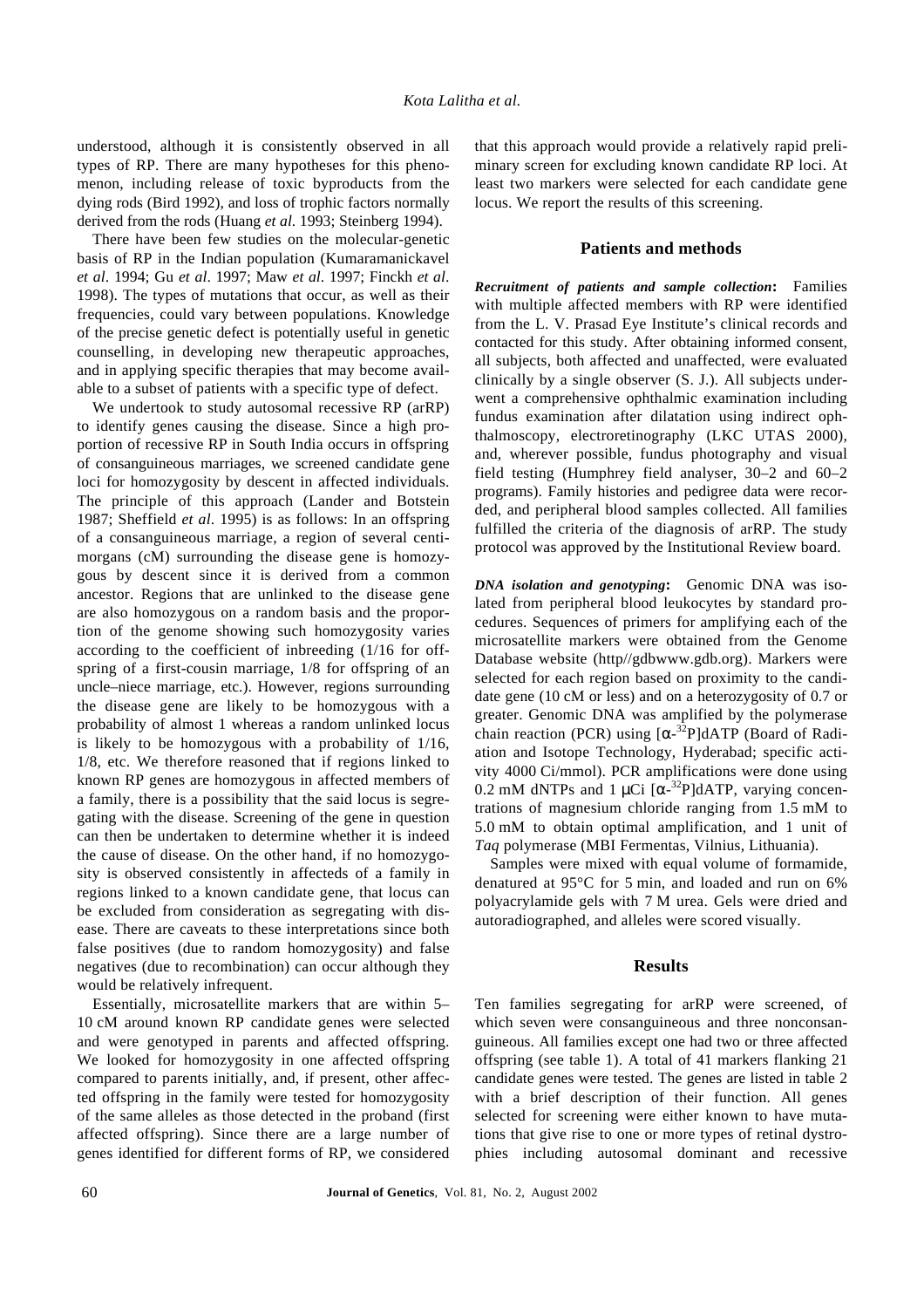understood, although it is consistently observed in all types of RP. There are many hypotheses for this phenomenon, including release of toxic byproducts from the dying rods (Bird 1992), and loss of trophic factors normally derived from the rods (Huang *et al*. 1993; Steinberg 1994).

There have been few studies on the molecular-genetic basis of RP in the Indian population (Kumaramanickavel *et al*. 1994; Gu *et al*. 1997; Maw *et al*. 1997; Finckh *et al*. 1998). The types of mutations that occur, as well as their frequencies, could vary between populations. Knowledge of the precise genetic defect is potentially useful in genetic counselling, in developing new therapeutic approaches, and in applying specific therapies that may become available to a subset of patients with a specific type of defect.

We undertook to study autosomal recessive RP (arRP) to identify genes causing the disease. Since a high proportion of recessive RP in South India occurs in offspring of consanguineous marriages, we screened candidate gene loci for homozygosity by descent in affected individuals. The principle of this approach (Lander and Botstein 1987; Sheffield *et al*. 1995) is as follows: In an offspring of a consanguineous marriage, a region of several centimorgans (cM) surrounding the disease gene is homozygous by descent since it is derived from a common ancestor. Regions that are unlinked to the disease gene are also homozygous on a random basis and the proportion of the genome showing such homozygosity varies according to the coefficient of inbreeding (1/16 for offspring of a first-cousin marriage, 1/8 for offspring of an uncle–niece marriage, etc.). However, regions surrounding the disease gene are likely to be homozygous with a probability of almost 1 whereas a random unlinked locus is likely to be homozygous with a probability of 1/16, 1/8, etc. We therefore reasoned that if regions linked to known RP genes are homozygous in affected members of a family, there is a possibility that the said locus is segregating with the disease. Screening of the gene in question can then be undertaken to determine whether it is indeed the cause of disease. On the other hand, if no homozygosity is observed consistently in affecteds of a family in regions linked to a known candidate gene, that locus can be excluded from consideration as segregating with disease. There are caveats to these interpretations since both false positives (due to random homozygosity) and false negatives (due to recombination) can occur although they would be relatively infrequent.

Essentially, microsatellite markers that are within 5–10 cM around known RP candidate genes were selected and were genotyped in parents and affected offspring. We looked for homozygosity in one affected offspring compared to parents initially, and, if present, other affected offspring in the family were tested for homozygosity of the same alleles as those detected in the proband (first affected offspring). Since there are a large number of genes identified for different forms of RP, we considered that this approach would provide a relatively rapid preliminary screen for excluding known candidate RP loci. At least two markers were selected for each candidate gene locus. We report the results of this screening.

## Patients and methods

***Recruitment of patients and sample collection*:** Families with multiple affected members with RP were identified from the L. V. Prasad Eye Institute's clinical records and contacted for this study. After obtaining informed consent, all subjects, both affected and unaffected, were evaluated clinically by a single observer (S. J.). All subjects underwent a comprehensive ophthalmic examination including fundus examination after dilatation using indirect ophthalmoscopy, electroretinography (LKC UTAS 2000), and, wherever possible, fundus photography and visual field testing (Humphrey field analyser, 30–2 and 60–2 programs). Family histories and pedigree data were recorded, and peripheral blood samples collected. All families fulfilled the criteria of the diagnosis of arRP. The study protocol was approved by the Institutional Review board.

***DNA isolation and genotyping*:** Genomic DNA was isolated from peripheral blood leukocytes by standard procedures. Sequences of primers for amplifying each of the microsatellite markers were obtained from the Genome Database website (http//gdbwww.gdb.org). Markers were selected for each region based on proximity to the candidate gene (10 cM or less) and on a heterozygosity of 0.7 or greater. Genomic DNA was amplified by the polymerase chain reaction (PCR) using [$\alpha$-$^{32}$P]dATP (Board of Radiation and Isotope Technology, Hyderabad; specific activity 4000 Ci/mmol). PCR amplifications were done using 0.2 mM dNTPs and 1 $\mu$Ci [$\alpha$-$^{32}$P]dATP, varying concentrations of magnesium chloride ranging from 1.5 mM to 5.0 mM to obtain optimal amplification, and 1 unit of *Taq* polymerase (MBI Fermentas, Vilnius, Lithuania).

Samples were mixed with equal volume of formamide, denatured at 95°C for 5 min, and loaded and run on 6% polyacrylamide gels with 7 M urea. Gels were dried and autoradiographed, and alleles were scored visually.

## Results

Ten families segregating for arRP were screened, of which seven were consanguineous and three nonconsanguineous. All families except one had two or three affected offspring (see table 1). A total of 41 markers flanking 21 candidate genes were tested. The genes are listed in table 2 with a brief description of their function. All genes selected for screening were either known to have mutations that give rise to one or more types of retinal dystrophies including autosomal dominant and recessive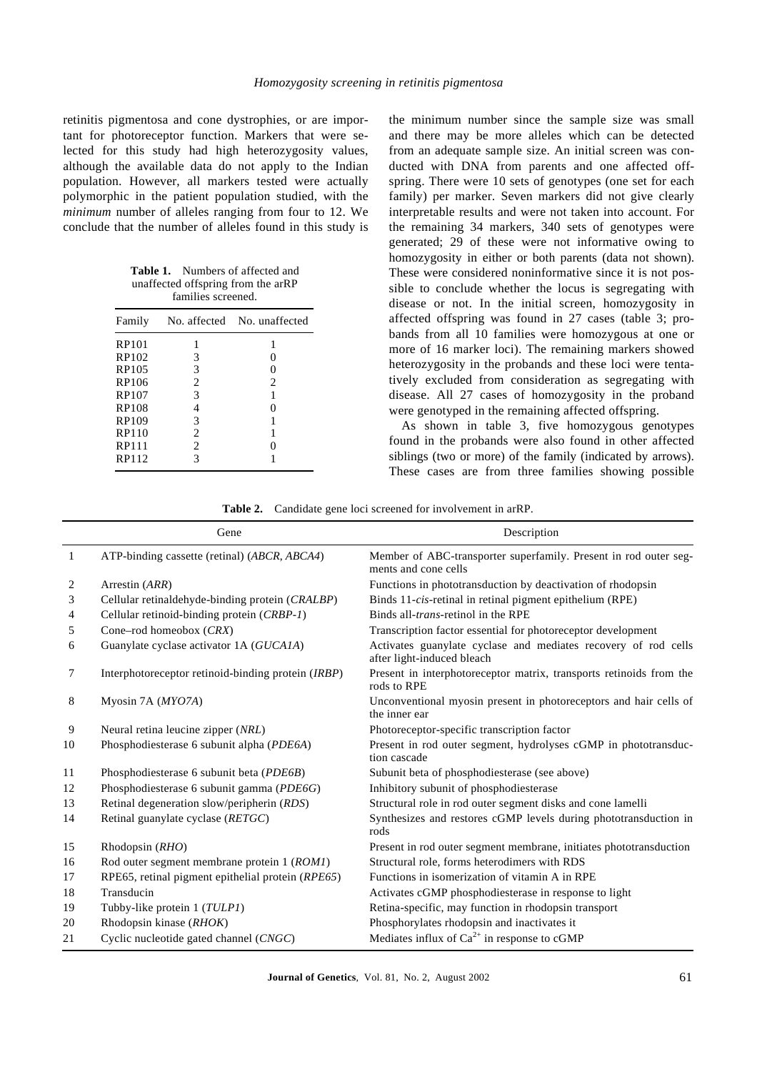retinitis pigmentosa and cone dystrophies, or are important for photoreceptor function. Markers that were selected for this study had high heterozygosity values, although the available data do not apply to the Indian population. However, all markers tested were actually polymorphic in the patient population studied, with the *minimum* number of alleles ranging from four to 12. We conclude that the number of alleles found in this study is the minimum number since the sample size was small and there may be more alleles which can be detected from an adequate sample size. An initial screen was conducted with DNA from parents and one affected offspring. There were 10 sets of genotypes (one set for each family) per marker. Seven markers did not give clearly interpretable results and were not taken into account. For the remaining 34 markers, 340 sets of genotypes were generated; 29 of these were not informative owing to homozygosity in either or both parents (data not shown). These were considered noninformative since it is not possible to conclude whether the locus is segregating with disease or not. In the initial screen, homozygosity in affected offspring was found in 27 cases (table 3; probands from all 10 families were homozygous at one or more of 16 marker loci). The remaining markers showed heterozygosity in the probands and these loci were tentatively excluded from consideration as segregating with disease. All 27 cases of homozygosity in the proband were genotyped in the remaining affected offspring.

**Table 1.** Numbers of affected and unaffected offspring from the arRP families screened.

| Family | No. affected | No. unaffected |
|---|---|---|
| RP101 | 1 | 1 |
| RP102 | 3 | 0 |
| RP105 | 3 | 0 |
| RP106 | 2 | 2 |
| RP107 | 3 | 1 |
| RP108 | 4 | 0 |
| RP109 | 3 | 1 |
| RP110 | 2 | 1 |
| RP111 | 2 | 0 |
| RP112 | 3 | 1 |

As shown in table 3, five homozygous genotypes found in the probands were also found in other affected siblings (two or more) of the family (indicated by arrows). These cases are from three families showing possible

**Table 2.** Candidate gene loci screened for involvement in arRP.

| | Gene | Description |
|---|---|---|
| 1 | ATP-binding cassette (retinal) (*ABCR*, *ABCA4*) | Member of ABC-transporter superfamily. Present in rod outer segments and cone cells |
| 2 | Arrestin (*ARR*) | Functions in phototransduction by deactivation of rhodopsin |
| 3 | Cellular retinaldehyde-binding protein (*CRALBP*) | Binds 11-*cis*-retinal in retinal pigment epithelium (RPE) |
| 4 | Cellular retinoid-binding protein (*CRBP-1*) | Binds all-*trans*-retinol in the RPE |
| 5 | Cone–rod homeobox (*CRX*) | Transcription factor essential for photoreceptor development |
| 6 | Guanylate cyclase activator 1A (*GUCA1A*) | Activates guanylate cyclase and mediates recovery of rod cells after light-induced bleach |
| 7 | Interphotoreceptor retinoid-binding protein (*IRBP*) | Present in interphotoreceptor matrix, transports retinoids from the rods to RPE |
| 8 | Myosin 7A (*MYO7A*) | Unconventional myosin present in photoreceptors and hair cells of the inner ear |
| 9 | Neural retina leucine zipper (*NRL*) | Photoreceptor-specific transcription factor |
| 10 | Phosphodiesterase 6 subunit alpha (*PDE6A*) | Present in rod outer segment, hydrolyses cGMP in phototransduction cascade |
| 11 | Phosphodiesterase 6 subunit beta (*PDE6B*) | Subunit beta of phosphodiesterase (see above) |
| 12 | Phosphodiesterase 6 subunit gamma (*PDE6G*) | Inhibitory subunit of phosphodiesterase |
| 13 | Retinal degeneration slow/peripherin (*RDS*) | Structural role in rod outer segment disks and cone lamelli |
| 14 | Retinal guanylate cyclase (*RETGC*) | Synthesizes and restores cGMP levels during phototransduction in rods |
| 15 | Rhodopsin (*RHO*) | Present in rod outer segment membrane, initiates phototransduction |
| 16 | Rod outer segment membrane protein 1 (*ROM1*) | Structural role, forms heterodimers with RDS |
| 17 | RPE65, retinal pigment epithelial protein (*RPE65*) | Functions in isomerization of vitamin A in RPE |
| 18 | Transducin | Activates cGMP phosphodiesterase in response to light |
| 19 | Tubby-like protein 1 (*TULP1*) | Retina-specific, may function in rhodopsin transport |
| 20 | Rhodopsin kinase (*RHOK*) | Phosphorylates rhodopsin and inactivates it |
| 21 | Cyclic nucleotide gated channel (*CNGC*) | Mediates influx of $Ca^{2+}$ in response to cGMP |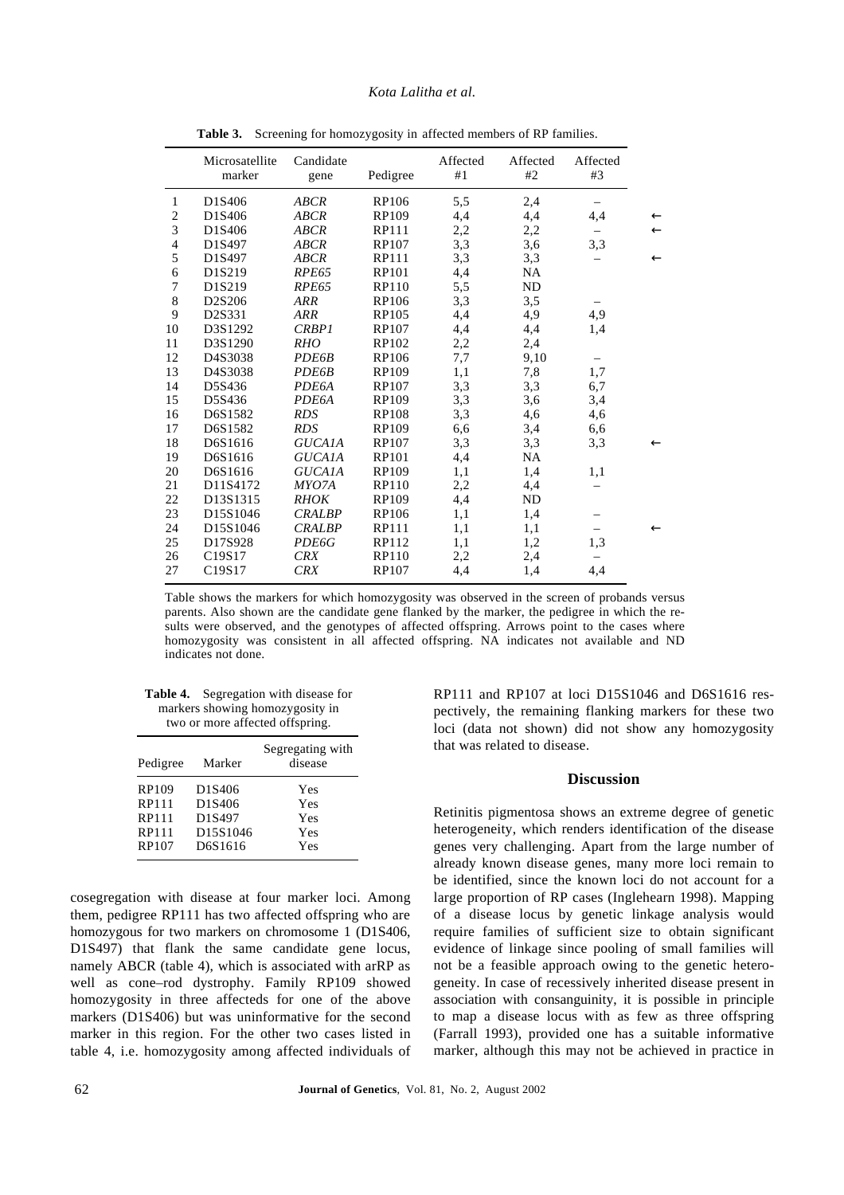**Table 3.** Screening for homozygosity in affected members of RP families.

| | Microsatellite marker | Candidate gene | Pedigree | Affected #1 | Affected #2 | Affected #3 | |
|---|---|---|---|---|---|---|---|
| 1 | D1S406 | *ABCR* | RP106 | 5,5 | 2,4 | – | |
| 2 | D1S406 | *ABCR* | RP109 | 4,4 | 4,4 | 4,4 | ← |
| 3 | D1S406 | *ABCR* | RP111 | 2,2 | 2,2 | – | ← |
| 4 | D1S497 | *ABCR* | RP107 | 3,3 | 3,6 | 3,3 | |
| 5 | D1S497 | *ABCR* | RP111 | 3,3 | 3,3 | – | ← |
| 6 | D1S219 | *RPE65* | RP101 | 4,4 | NA | | |
| 7 | D1S219 | *RPE65* | RP110 | 5,5 | ND | | |
| 8 | D2S206 | *ARR* | RP106 | 3,3 | 3,5 | – | |
| 9 | D2S331 | *ARR* | RP105 | 4,4 | 4,9 | 4,9 | |
| 10 | D3S1292 | *CRBP1* | RP107 | 4,4 | 4,4 | 1,4 | |
| 11 | D3S1290 | *RHO* | RP102 | 2,2 | 2,4 | | |
| 12 | D4S3038 | *PDE6B* | RP106 | 7,7 | 9,10 | – | |
| 13 | D4S3038 | *PDE6B* | RP109 | 1,1 | 7,8 | 1,7 | |
| 14 | D5S436 | *PDE6A* | RP107 | 3,3 | 3,3 | 6,7 | |
| 15 | D5S436 | *PDE6A* | RP109 | 3,3 | 3,6 | 3,4 | |
| 16 | D6S1582 | *RDS* | RP108 | 3,3 | 4,6 | 4,6 | |
| 17 | D6S1582 | *RDS* | RP109 | 6,6 | 3,4 | 6,6 | |
| 18 | D6S1616 | *GUCA1A* | RP107 | 3,3 | 3,3 | 3,3 | ← |
| 19 | D6S1616 | *GUCA1A* | RP101 | 4,4 | NA | | |
| 20 | D6S1616 | *GUCA1A* | RP109 | 1,1 | 1,4 | 1,1 | |
| 21 | D11S4172 | *MYO7A* | RP110 | 2,2 | 4,4 | – | |
| 22 | D13S1315 | *RHOK* | RP109 | 4,4 | ND | | |
| 23 | D15S1046 | *CRALBP* | RP106 | 1,1 | 1,4 | – | |
| 24 | D15S1046 | *CRALBP* | RP111 | 1,1 | 1,1 | – | ← |
| 25 | D17S928 | *PDE6G* | RP112 | 1,1 | 1,2 | 1,3 | |
| 26 | C19S17 | *CRX* | RP110 | 2,2 | 2,4 | – | |
| 27 | C19S17 | *CRX* | RP107 | 4,4 | 1,4 | 4,4 | |

Table shows the markers for which homozygosity was observed in the screen of probands versus parents. Also shown are the candidate gene flanked by the marker, the pedigree in which the results were observed, and the genotypes of affected offspring. Arrows point to the cases where homozygosity was consistent in all affected offspring. NA indicates not available and ND indicates not done.

**Table 4.** Segregation with disease for markers showing homozygosity in two or more affected offspring.

| Pedigree | Marker | Segregating with disease |
|---|---|---|
| RP109 | D1S406 | Yes |
| RP111 | D1S406 | Yes |
| RP111 | D1S497 | Yes |
| RP111 | D15S1046 | Yes |
| RP107 | D6S1616 | Yes |

cosegregation with disease at four marker loci. Among them, pedigree RP111 has two affected offspring who are homozygous for two markers on chromosome 1 (D1S406, D1S497) that flank the same candidate gene locus, namely ABCR (table 4), which is associated with arRP as well as cone–rod dystrophy. Family RP109 showed homozygosity in three affecteds for one of the above markers (D1S406) but was uninformative for the second marker in this region. For the other two cases listed in table 4, i.e. homozygosity among affected individuals of RP111 and RP107 at loci D15S1046 and D6S1616 respectively, the remaining flanking markers for these two loci (data not shown) did not show any homozygosity that was related to disease.

## Discussion

Retinitis pigmentosa shows an extreme degree of genetic heterogeneity, which renders identification of the disease genes very challenging. Apart from the large number of already known disease genes, many more loci remain to be identified, since the known loci do not account for a large proportion of RP cases (Inglehearn 1998). Mapping of a disease locus by genetic linkage analysis would require families of sufficient size to obtain significant evidence of linkage since pooling of small families will not be a feasible approach owing to the genetic heterogeneity. In case of recessively inherited disease present in association with consanguinity, it is possible in principle to map a disease locus with as few as three offspring (Farrall 1993), provided one has a suitable informative marker, although this may not be achieved in practice in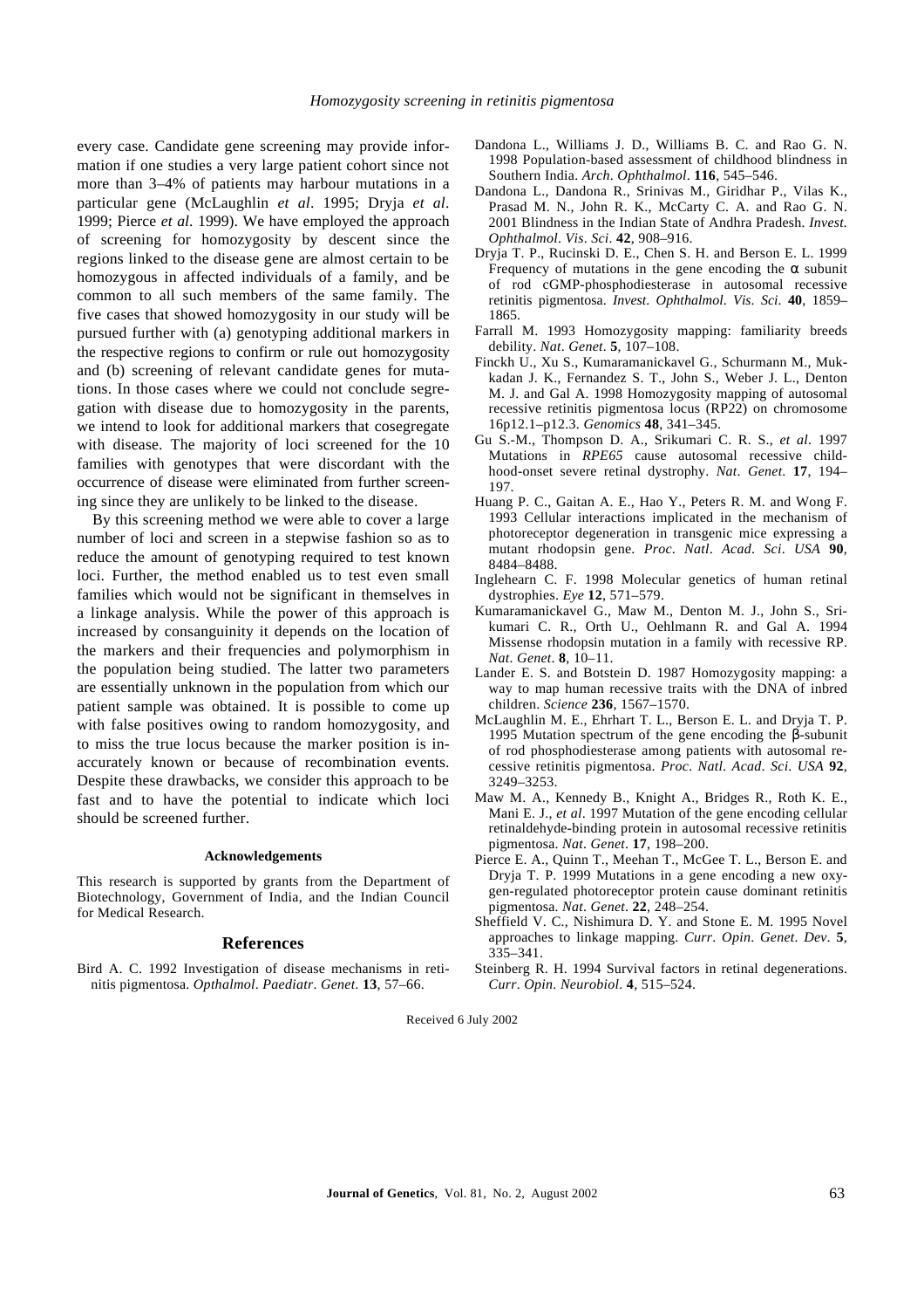every case. Candidate gene screening may provide information if one studies a very large patient cohort since not more than 3–4% of patients may harbour mutations in a particular gene (McLaughlin *et al*. 1995; Dryja *et al*. 1999; Pierce *et al*. 1999). We have employed the approach of screening for homozygosity by descent since the regions linked to the disease gene are almost certain to be homozygous in affected individuals of a family, and be common to all such members of the same family. The five cases that showed homozygosity in our study will be pursued further with (a) genotyping additional markers in the respective regions to confirm or rule out homozygosity and (b) screening of relevant candidate genes for mutations. In those cases where we could not conclude segregation with disease due to homozygosity in the parents, we intend to look for additional markers that cosegregate with disease. The majority of loci screened for the 10 families with genotypes that were discordant with the occurrence of disease were eliminated from further screening since they are unlikely to be linked to the disease.

By this screening method we were able to cover a large number of loci and screen in a stepwise fashion so as to reduce the amount of genotyping required to test known loci. Further, the method enabled us to test even small families which would not be significant in themselves in a linkage analysis. While the power of this approach is increased by consanguinity it depends on the location of the markers and their frequencies and polymorphism in the population being studied. The latter two parameters are essentially unknown in the population from which our patient sample was obtained. It is possible to come up with false positives owing to random homozygosity, and to miss the true locus because the marker position is inaccurately known or because of recombination events. Despite these drawbacks, we consider this approach to be fast and to have the potential to indicate which loci should be screened further.

#### Acknowledgements

This research is supported by grants from the Department of Biotechnology, Government of India, and the Indian Council for Medical Research.

## References

Bird A. C. 1992 Investigation of disease mechanisms in retinitis pigmentosa. *Opthalmol. Paediatr. Genet.* **13**, 57–66.

Dandona L., Williams J. D., Williams B. C. and Rao G. N. 1998 Population-based assessment of childhood blindness in Southern India. *Arch. Ophthalmol.* **116**, 545–546.

Dandona L., Dandona R., Srinivas M., Giridhar P., Vilas K., Prasad M. N., John R. K., McCarty C. A. and Rao G. N. 2001 Blindness in the Indian State of Andhra Pradesh. *Invest. Ophthalmol. Vis. Sci.* **42**, 908–916.

Dryja T. P., Rucinski D. E., Chen S. H. and Berson E. L. 1999 Frequency of mutations in the gene encoding the α subunit of rod cGMP-phosphodiesterase in autosomal recessive retinitis pigmentosa. *Invest. Ophthalmol. Vis. Sci.* **40**, 1859–1865.

Farrall M. 1993 Homozygosity mapping: familiarity breeds debility. *Nat. Genet.* **5**, 107–108.

Finckh U., Xu S., Kumaramanickavel G., Schurmann M., Mukkadan J. K., Fernandez S. T., John S., Weber J. L., Denton M. J. and Gal A. 1998 Homozygosity mapping of autosomal recessive retinitis pigmentosa locus (RP22) on chromosome 16p12.1–p12.3. *Genomics* **48**, 341–345.

Gu S.-M., Thompson D. A., Srikumari C. R. S., *et al*. 1997 Mutations in *RPE65* cause autosomal recessive childhood-onset severe retinal dystrophy. *Nat. Genet.* **17**, 194–197.

Huang P. C., Gaitan A. E., Hao Y., Peters R. M. and Wong F. 1993 Cellular interactions implicated in the mechanism of photoreceptor degeneration in transgenic mice expressing a mutant rhodopsin gene. *Proc. Natl. Acad. Sci. USA* **90**, 8484–8488.

Inglehearn C. F. 1998 Molecular genetics of human retinal dystrophies. *Eye* **12**, 571–579.

Kumaramanickavel G., Maw M., Denton M. J., John S., Srikumari C. R., Orth U., Oehlmann R. and Gal A. 1994 Missense rhodopsin mutation in a family with recessive RP. *Nat. Genet.* **8**, 10–11.

Lander E. S. and Botstein D. 1987 Homozygosity mapping: a way to map human recessive traits with the DNA of inbred children. *Science* **236**, 1567–1570.

McLaughlin M. E., Ehrhart T. L., Berson E. L. and Dryja T. P. 1995 Mutation spectrum of the gene encoding the β-subunit of rod phosphodiesterase among patients with autosomal recessive retinitis pigmentosa. *Proc. Natl. Acad. Sci. USA* **92**, 3249–3253.

Maw M. A., Kennedy B., Knight A., Bridges R., Roth K. E., Mani E. J., *et al*. 1997 Mutation of the gene encoding cellular retinaldehyde-binding protein in autosomal recessive retinitis pigmentosa. *Nat. Genet.* **17**, 198–200.

Pierce E. A., Quinn T., Meehan T., McGee T. L., Berson E. and Dryja T. P. 1999 Mutations in a gene encoding a new oxygen-regulated photoreceptor protein cause dominant retinitis pigmentosa. *Nat. Genet.* **22**, 248–254.

Sheffield V. C., Nishimura D. Y. and Stone E. M. 1995 Novel approaches to linkage mapping. *Curr. Opin. Genet. Dev.* **5**, 335–341.

Steinberg R. H. 1994 Survival factors in retinal degenerations. *Curr. Opin. Neurobiol.* **4**, 515–524.

Received 6 July 2002